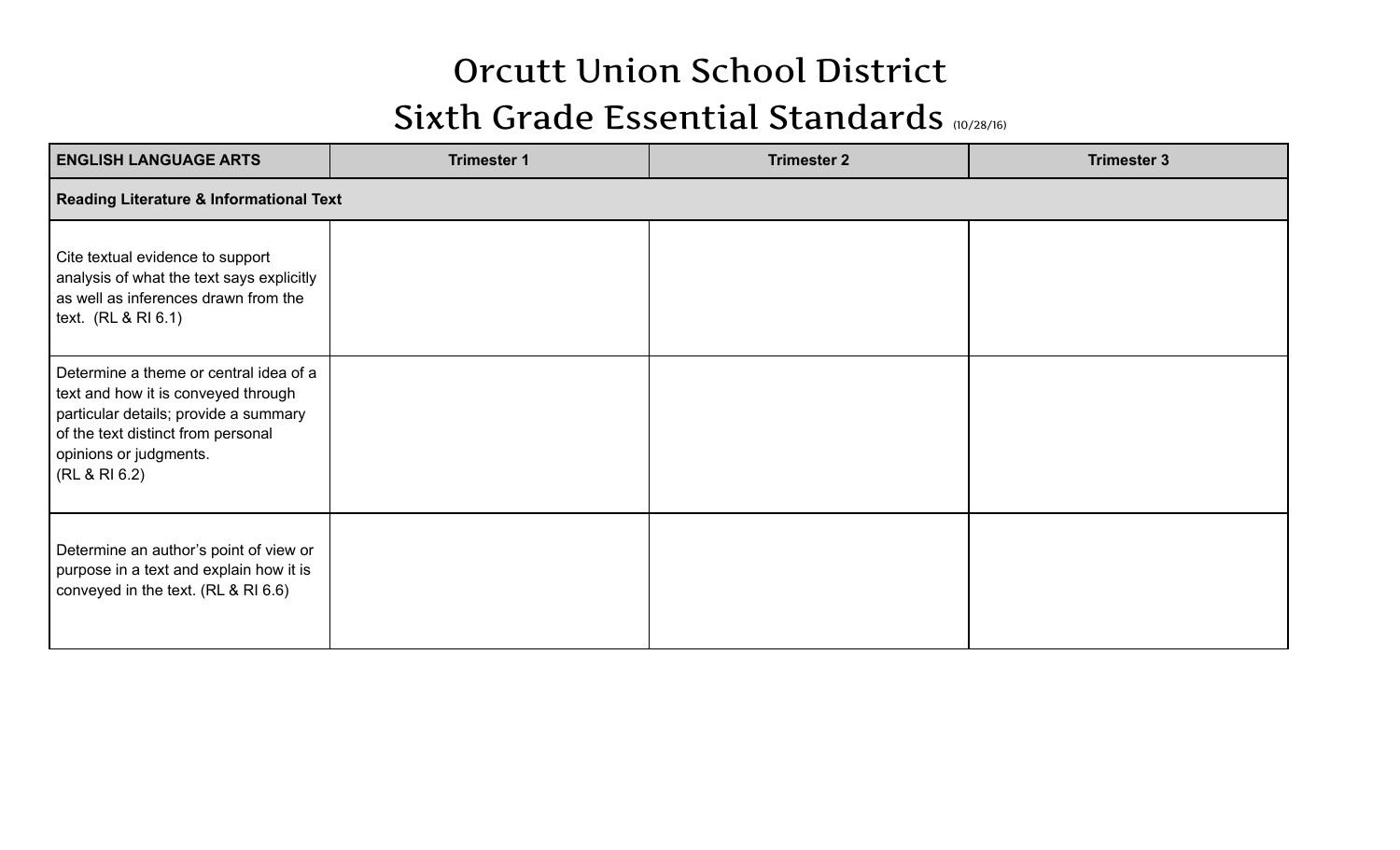# Orcutt Union School District

## Sixth Grade Essential Standards (10/28/16)

| ENGLISH LANGUAGE ARTS | Trimester 1 | Trimester 2 | Trimester 3 |
|---|---|---|---|
| **Reading Literature & Informational Text** | | | |
| Cite textual evidence to support analysis of what the text says explicitly as well as inferences drawn from the text. (RL & RI 6.1) | | | |
| Determine a theme or central idea of a text and how it is conveyed through particular details; provide a summary of the text distinct from personal opinions or judgments. (RL & RI 6.2) | | | |
| Determine an author's point of view or purpose in a text and explain how it is conveyed in the text. (RL & RI 6.6) | | | |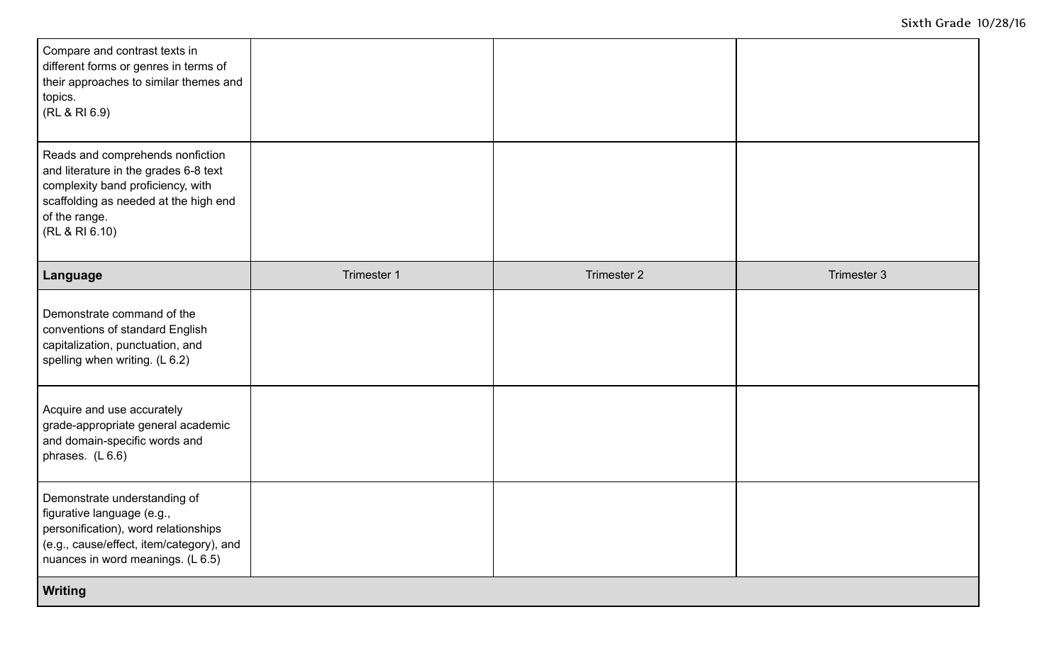| | | | |
|---|---|---|---|
| Compare and contrast texts in different forms or genres in terms of their approaches to similar themes and topics. (RL & RI 6.9) | | | |
| Reads and comprehends nonfiction and literature in the grades 6-8 text complexity band proficiency, with scaffolding as needed at the high end of the range. (RL & RI 6.10) | | | |
| **Language** | Trimester 1 | Trimester 2 | Trimester 3 |
| Demonstrate command of the conventions of standard English capitalization, punctuation, and spelling when writing. (L 6.2) | | | |
| Acquire and use accurately grade-appropriate general academic and domain-specific words and phrases. (L 6.6) | | | |
| Demonstrate understanding of figurative language (e.g., personification), word relationships (e.g., cause/effect, item/category), and nuances in word meanings. (L 6.5) | | | |
| **Writing** | | | |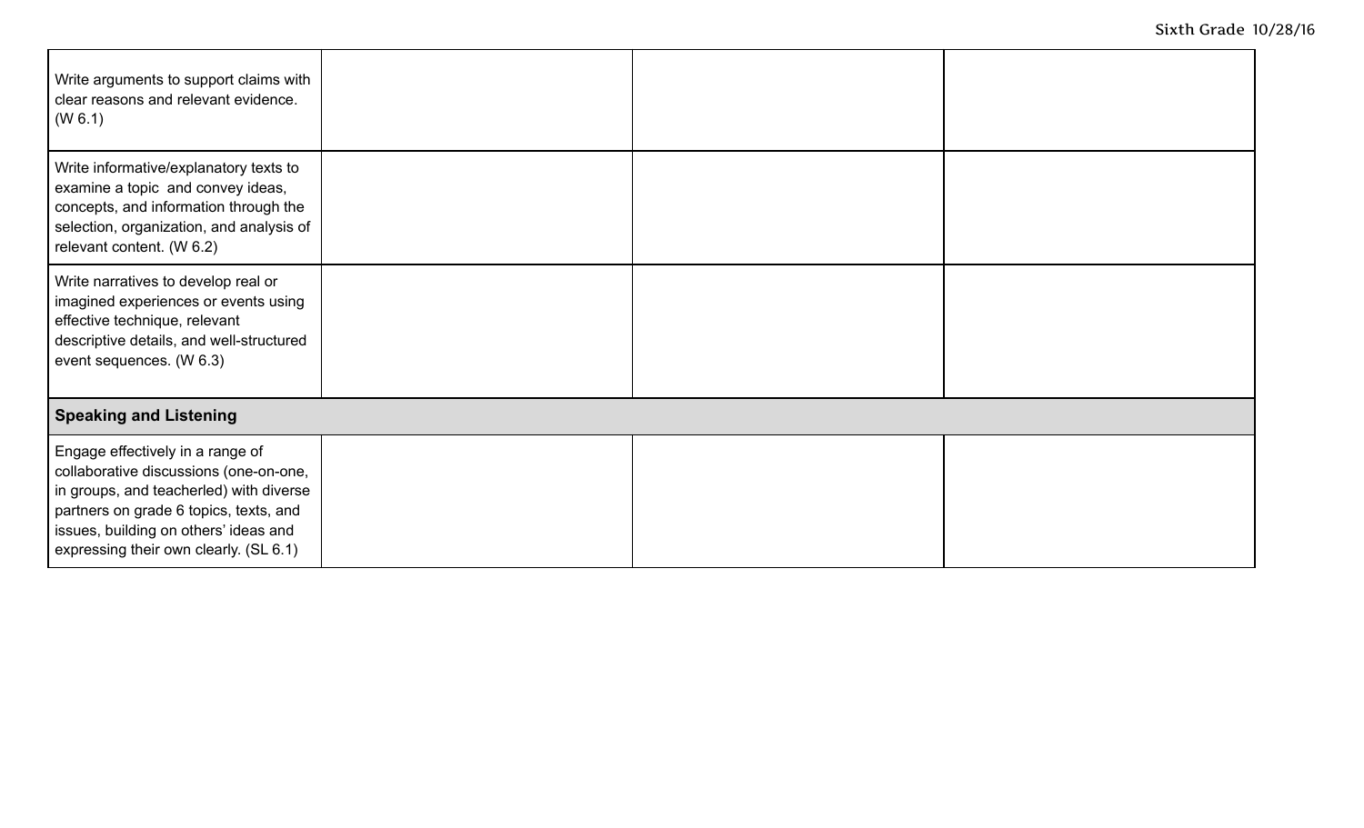| | | | |
|---|---|---|---|
| Write arguments to support claims with clear reasons and relevant evidence. (W 6.1) | | | |
| Write informative/explanatory texts to examine a topic and convey ideas, concepts, and information through the selection, organization, and analysis of relevant content. (W 6.2) | | | |
| Write narratives to develop real or imagined experiences or events using effective technique, relevant descriptive details, and well-structured event sequences. (W 6.3) | | | |
| **Speaking and Listening** | | | |
| Engage effectively in a range of collaborative discussions (one-on-one, in groups, and teacherled) with diverse partners on grade 6 topics, texts, and issues, building on others' ideas and expressing their own clearly. (SL 6.1) | | | |